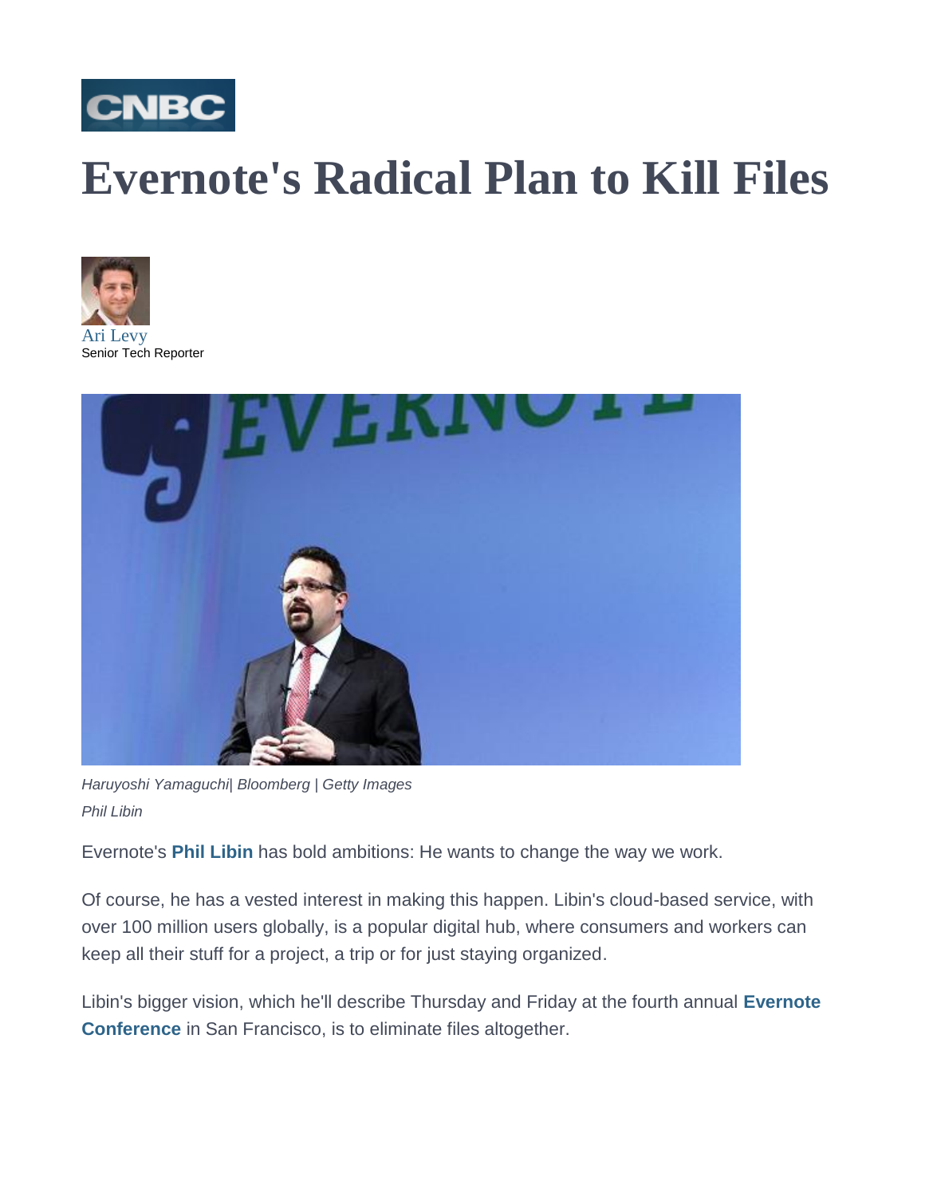CNBC

# Evernote's Radical Plan to Kill Files

Ari Levy
Senior Tech Reporter

*Haruyoshi Yamaguchi| Bloomberg | Getty Images*

*Phil Libin*

Evernote's **Phil Libin** has bold ambitions: He wants to change the way we work.

Of course, he has a vested interest in making this happen. Libin's cloud-based service, with over 100 million users globally, is a popular digital hub, where consumers and workers can keep all their stuff for a project, a trip or for just staying organized.

Libin's bigger vision, which he'll describe Thursday and Friday at the fourth annual **Evernote Conference** in San Francisco, is to eliminate files altogether.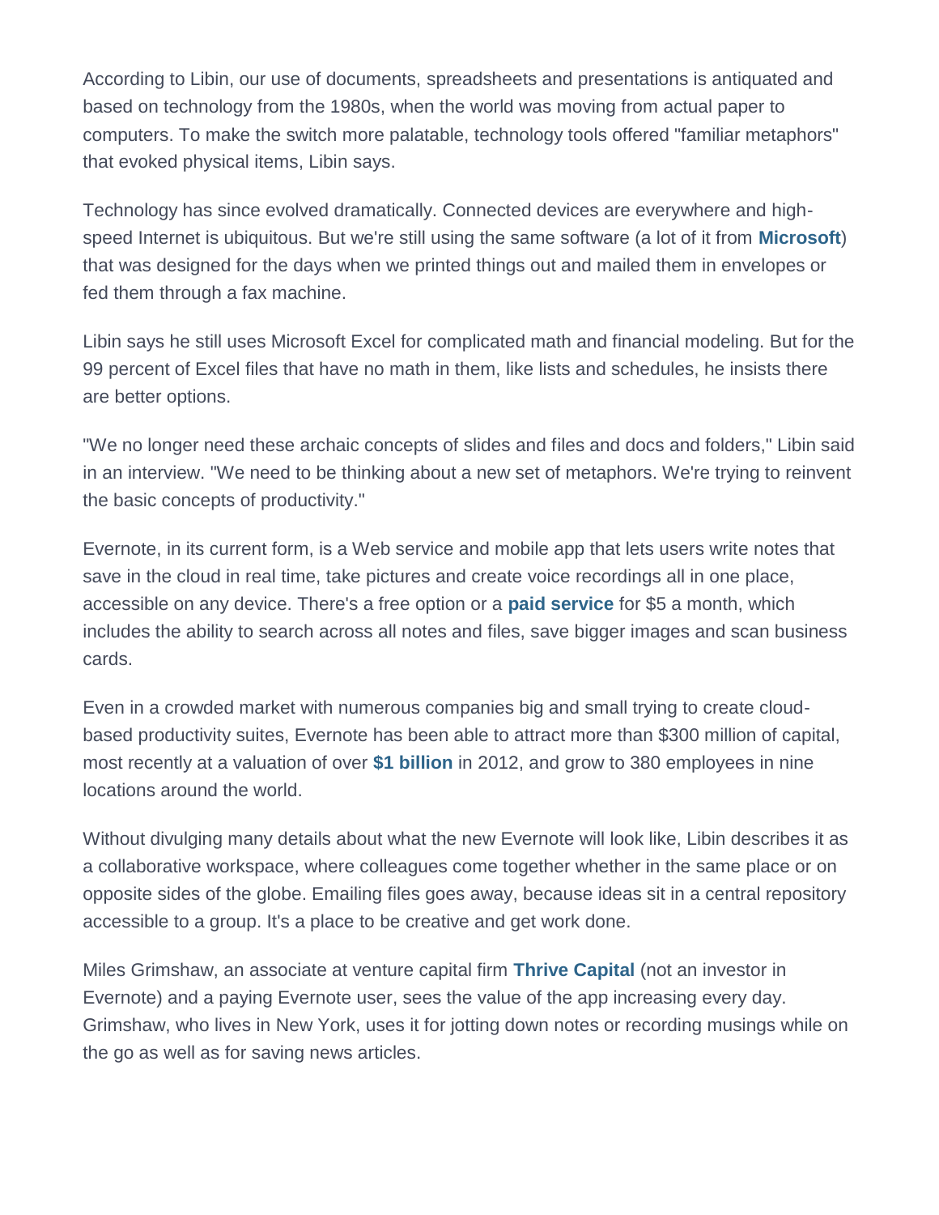According to Libin, our use of documents, spreadsheets and presentations is antiquated and based on technology from the 1980s, when the world was moving from actual paper to computers. To make the switch more palatable, technology tools offered "familiar metaphors" that evoked physical items, Libin says.

Technology has since evolved dramatically. Connected devices are everywhere and high-speed Internet is ubiquitous. But we're still using the same software (a lot of it from **Microsoft**) that was designed for the days when we printed things out and mailed them in envelopes or fed them through a fax machine.

Libin says he still uses Microsoft Excel for complicated math and financial modeling. But for the 99 percent of Excel files that have no math in them, like lists and schedules, he insists there are better options.

"We no longer need these archaic concepts of slides and files and docs and folders," Libin said in an interview. "We need to be thinking about a new set of metaphors. We're trying to reinvent the basic concepts of productivity."

Evernote, in its current form, is a Web service and mobile app that lets users write notes that save in the cloud in real time, take pictures and create voice recordings all in one place, accessible on any device. There's a free option or a **paid service** for $5 a month, which includes the ability to search across all notes and files, save bigger images and scan business cards.

Even in a crowded market with numerous companies big and small trying to create cloud-based productivity suites, Evernote has been able to attract more than $300 million of capital, most recently at a valuation of over **$1 billion** in 2012, and grow to 380 employees in nine locations around the world.

Without divulging many details about what the new Evernote will look like, Libin describes it as a collaborative workspace, where colleagues come together whether in the same place or on opposite sides of the globe. Emailing files goes away, because ideas sit in a central repository accessible to a group. It's a place to be creative and get work done.

Miles Grimshaw, an associate at venture capital firm **Thrive Capital** (not an investor in Evernote) and a paying Evernote user, sees the value of the app increasing every day. Grimshaw, who lives in New York, uses it for jotting down notes or recording musings while on the go as well as for saving news articles.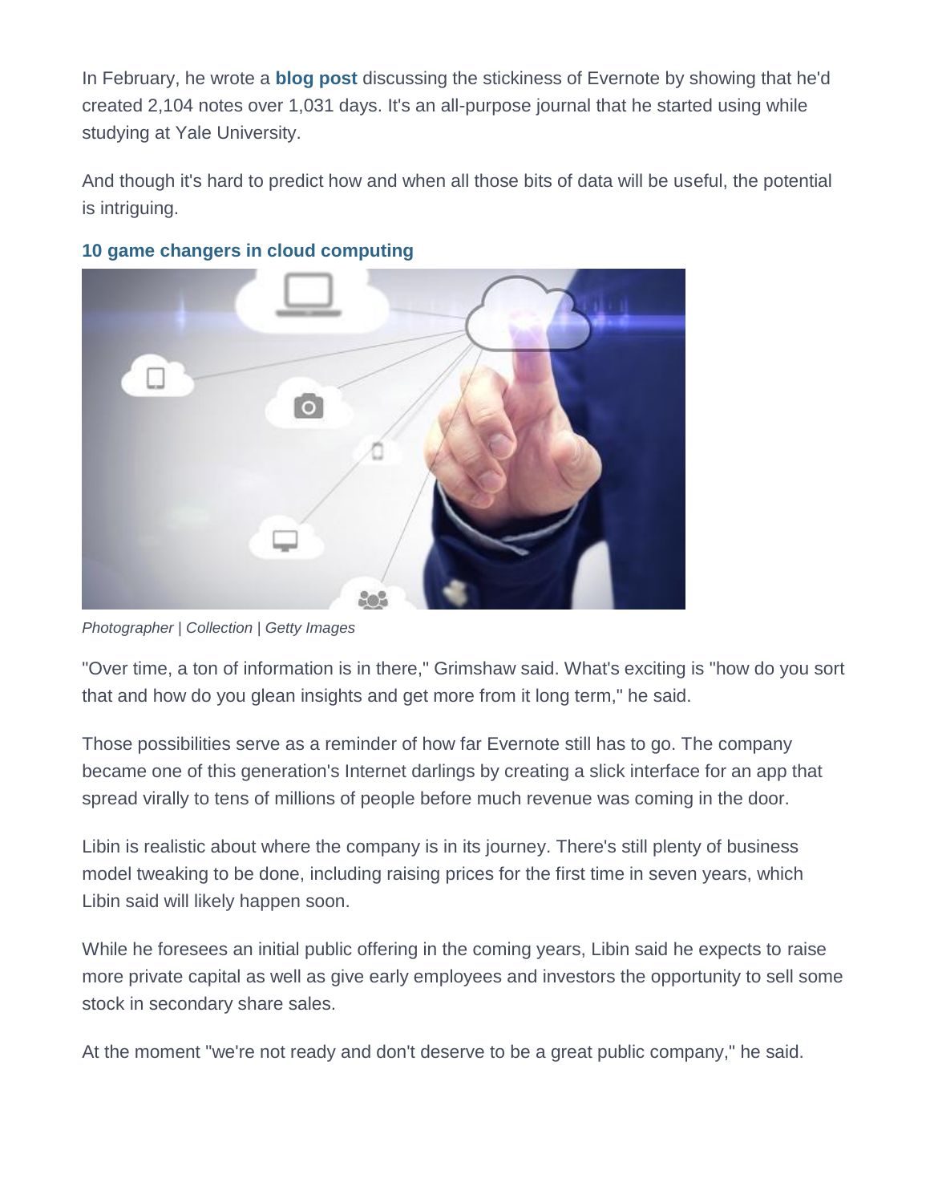In February, he wrote a **blog post** discussing the stickiness of Evernote by showing that he'd created 2,104 notes over 1,031 days. It's an all-purpose journal that he started using while studying at Yale University.

And though it's hard to predict how and when all those bits of data will be useful, the potential is intriguing.

**10 game changers in cloud computing**

*Photographer | Collection | Getty Images*

"Over time, a ton of information is in there," Grimshaw said. What's exciting is "how do you sort that and how do you glean insights and get more from it long term," he said.

Those possibilities serve as a reminder of how far Evernote still has to go. The company became one of this generation's Internet darlings by creating a slick interface for an app that spread virally to tens of millions of people before much revenue was coming in the door.

Libin is realistic about where the company is in its journey. There's still plenty of business model tweaking to be done, including raising prices for the first time in seven years, which Libin said will likely happen soon.

While he foresees an initial public offering in the coming years, Libin said he expects to raise more private capital as well as give early employees and investors the opportunity to sell some stock in secondary share sales.

At the moment "we're not ready and don't deserve to be a great public company," he said.